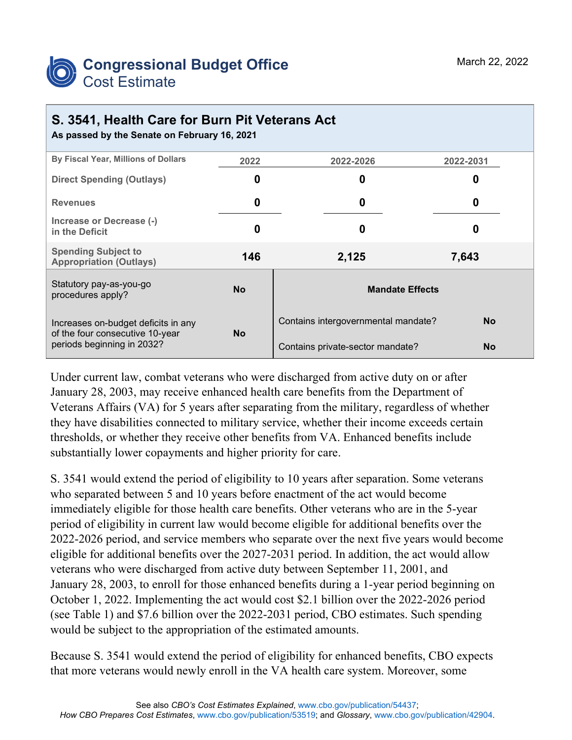# Congressional Budget Office
## Cost Estimate

March 22, 2022

## S. 3541, Health Care for Burn Pit Veterans Act

**As passed by the Senate on February 16, 2021**

| By Fiscal Year, Millions of Dollars | 2022 | 2022-2026 | 2022-2031 |
|---|---|---|---|
| Direct Spending (Outlays) | 0 | 0 | 0 |
| Revenues | 0 | 0 | 0 |
| Increase or Decrease (-) in the Deficit | 0 | 0 | 0 |
| Spending Subject to Appropriation (Outlays) | 146 | 2,125 | 7,643 |

| | | Mandate Effects | |
|---|---|---|---|
| Statutory pay-as-you-go procedures apply? | No | Contains intergovernmental mandate? | No |
| Increases on-budget deficits in any of the four consecutive 10-year periods beginning in 2032? | No | Contains private-sector mandate? | No |

Under current law, combat veterans who were discharged from active duty on or after January 28, 2003, may receive enhanced health care benefits from the Department of Veterans Affairs (VA) for 5 years after separating from the military, regardless of whether they have disabilities connected to military service, whether their income exceeds certain thresholds, or whether they receive other benefits from VA. Enhanced benefits include substantially lower copayments and higher priority for care.

S. 3541 would extend the period of eligibility to 10 years after separation. Some veterans who separated between 5 and 10 years before enactment of the act would become immediately eligible for those health care benefits. Other veterans who are in the 5-year period of eligibility in current law would become eligible for additional benefits over the 2022-2026 period, and service members who separate over the next five years would become eligible for additional benefits over the 2027-2031 period. In addition, the act would allow veterans who were discharged from active duty between September 11, 2001, and January 28, 2003, to enroll for those enhanced benefits during a 1-year period beginning on October 1, 2022. Implementing the act would cost $2.1 billion over the 2022-2026 period (see Table 1) and $7.6 billion over the 2022-2031 period, CBO estimates. Such spending would be subject to the appropriation of the estimated amounts.

Because S. 3541 would extend the period of eligibility for enhanced benefits, CBO expects that more veterans would newly enroll in the VA health care system. Moreover, some

See also *CBO's Cost Estimates Explained*, www.cbo.gov/publication/54437; *How CBO Prepares Cost Estimates*, www.cbo.gov/publication/53519; and *Glossary*, www.cbo.gov/publication/42904.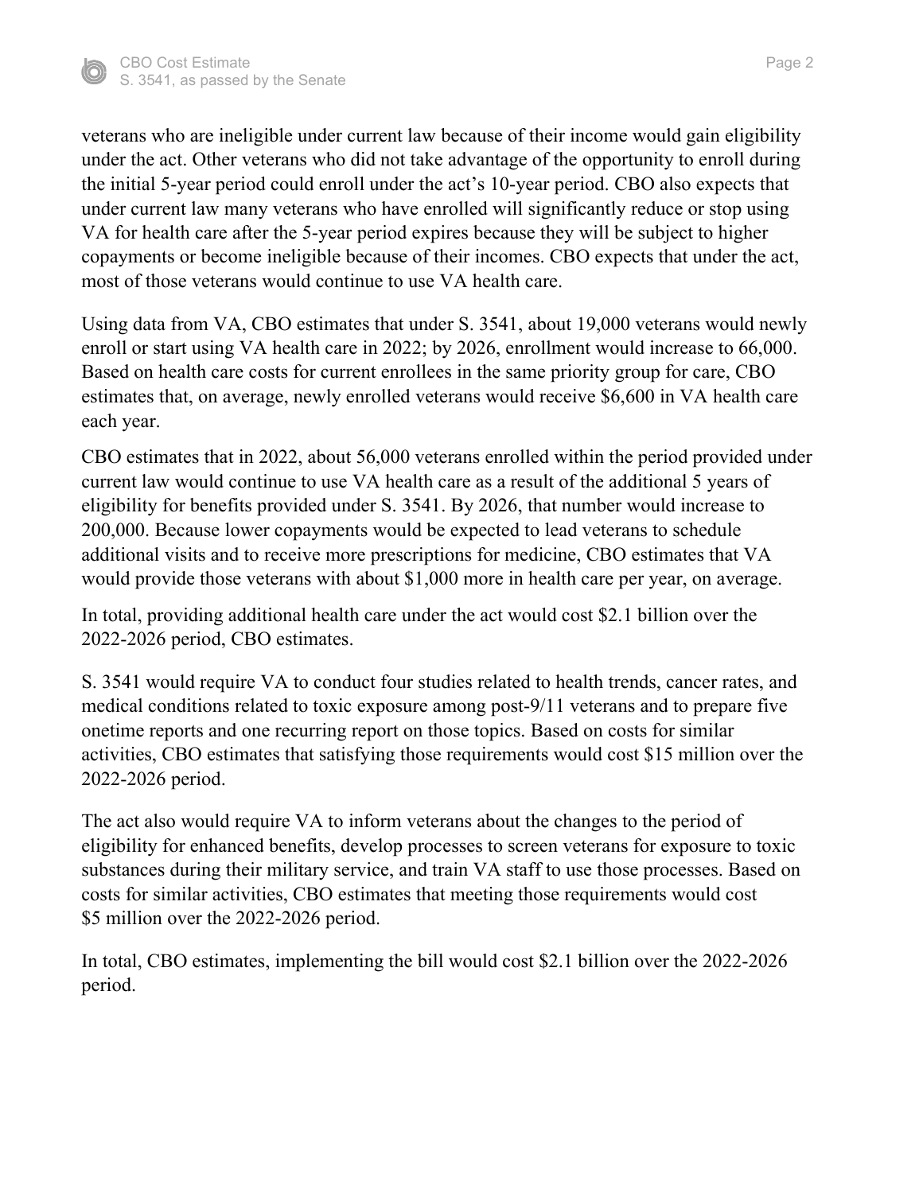veterans who are ineligible under current law because of their income would gain eligibility under the act. Other veterans who did not take advantage of the opportunity to enroll during the initial 5-year period could enroll under the act's 10-year period. CBO also expects that under current law many veterans who have enrolled will significantly reduce or stop using VA for health care after the 5-year period expires because they will be subject to higher copayments or become ineligible because of their incomes. CBO expects that under the act, most of those veterans would continue to use VA health care.

Using data from VA, CBO estimates that under S. 3541, about 19,000 veterans would newly enroll or start using VA health care in 2022; by 2026, enrollment would increase to 66,000. Based on health care costs for current enrollees in the same priority group for care, CBO estimates that, on average, newly enrolled veterans would receive $6,600 in VA health care each year.

CBO estimates that in 2022, about 56,000 veterans enrolled within the period provided under current law would continue to use VA health care as a result of the additional 5 years of eligibility for benefits provided under S. 3541. By 2026, that number would increase to 200,000. Because lower copayments would be expected to lead veterans to schedule additional visits and to receive more prescriptions for medicine, CBO estimates that VA would provide those veterans with about $1,000 more in health care per year, on average.

In total, providing additional health care under the act would cost $2.1 billion over the 2022-2026 period, CBO estimates.

S. 3541 would require VA to conduct four studies related to health trends, cancer rates, and medical conditions related to toxic exposure among post-9/11 veterans and to prepare five onetime reports and one recurring report on those topics. Based on costs for similar activities, CBO estimates that satisfying those requirements would cost $15 million over the 2022-2026 period.

The act also would require VA to inform veterans about the changes to the period of eligibility for enhanced benefits, develop processes to screen veterans for exposure to toxic substances during their military service, and train VA staff to use those processes. Based on costs for similar activities, CBO estimates that meeting those requirements would cost $5 million over the 2022-2026 period.

In total, CBO estimates, implementing the bill would cost $2.1 billion over the 2022-2026 period.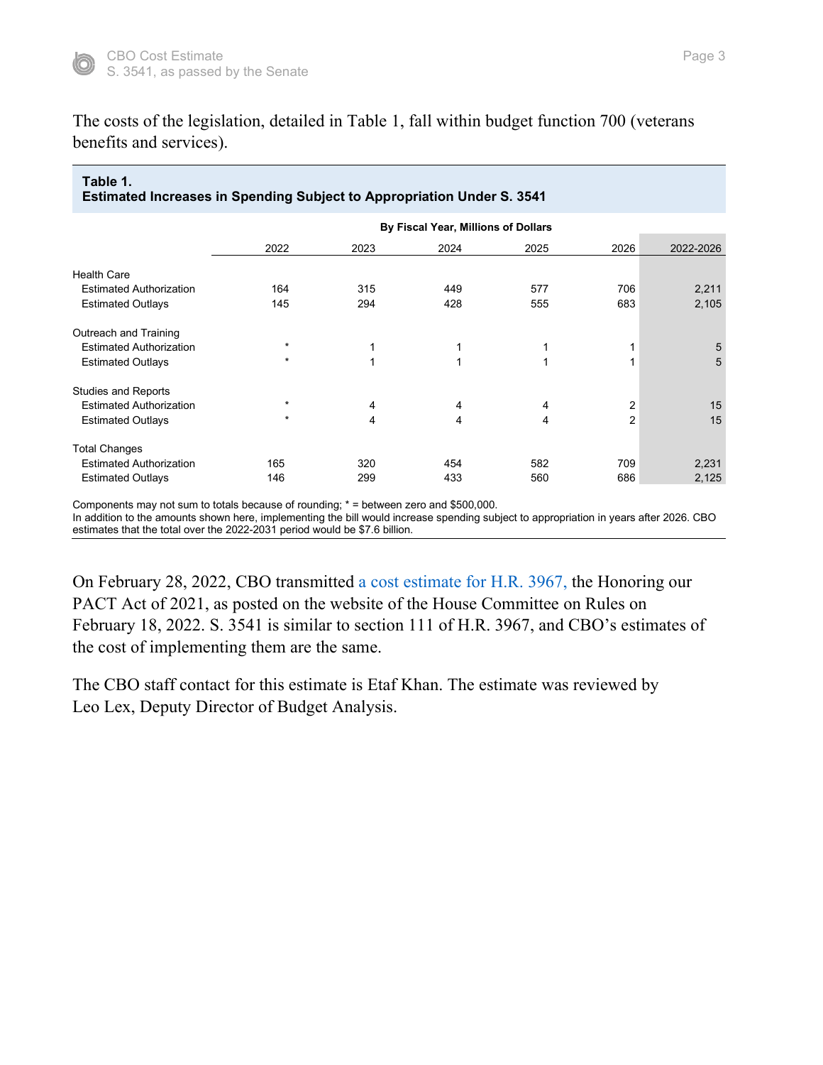The costs of the legislation, detailed in Table 1, fall within budget function 700 (veterans benefits and services).

**Table 1.**
**Estimated Increases in Spending Subject to Appropriation Under S. 3541**

| | By Fiscal Year, Millions of Dollars | | | | | |
|---|---|---|---|---|---|---|
| | 2022 | 2023 | 2024 | 2025 | 2026 | 2022-2026 |
| **Health Care** | | | | | | |
| Estimated Authorization | 164 | 315 | 449 | 577 | 706 | 2,211 |
| Estimated Outlays | 145 | 294 | 428 | 555 | 683 | 2,105 |
| **Outreach and Training** | | | | | | |
| Estimated Authorization | * | 1 | 1 | 1 | 1 | 5 |
| Estimated Outlays | * | 1 | 1 | 1 | 1 | 5 |
| **Studies and Reports** | | | | | | |
| Estimated Authorization | * | 4 | 4 | 4 | 2 | 15 |
| Estimated Outlays | * | 4 | 4 | 4 | 2 | 15 |
| **Total Changes** | | | | | | |
| Estimated Authorization | 165 | 320 | 454 | 582 | 709 | 2,231 |
| Estimated Outlays | 146 | 299 | 433 | 560 | 686 | 2,125 |

Components may not sum to totals because of rounding; * = between zero and $500,000.
In addition to the amounts shown here, implementing the bill would increase spending subject to appropriation in years after 2026. CBO estimates that the total over the 2022-2031 period would be $7.6 billion.

On February 28, 2022, CBO transmitted a cost estimate for H.R. 3967, the Honoring our PACT Act of 2021, as posted on the website of the House Committee on Rules on February 18, 2022. S. 3541 is similar to section 111 of H.R. 3967, and CBO's estimates of the cost of implementing them are the same.

The CBO staff contact for this estimate is Etaf Khan. The estimate was reviewed by Leo Lex, Deputy Director of Budget Analysis.